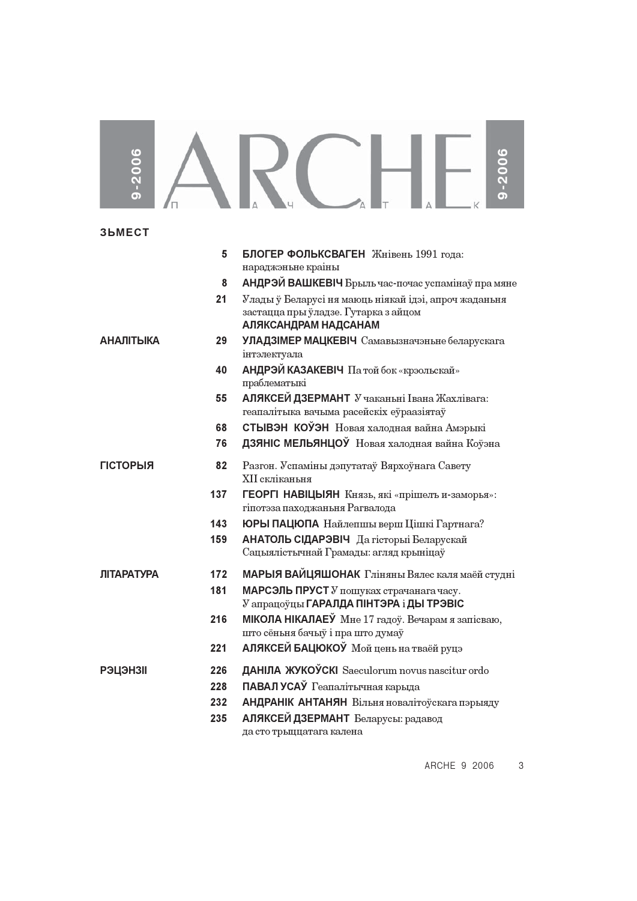# ARCHE

ПАЧАТАК

9-2006

## ЗЬМЕСТ

| | | |
|---|---|---|
| | 5 | **БЛОГЕР ФОЛЬКСВАГЕН** Жнівень 1991 года: нараджэньне краіны |
| | 8 | **АНДРЭЙ ВАШКЕВІЧ** Брыль час-почас успамінаў пра мяне |
| | 21 | Улады ў Беларусі ня маюць ніякай ідэі, апроч жаданьня застацца пры ўладзе. Гутарка з айцом **АЛЯКСАНДРАМ НАДСАНАМ** |
| **АНАЛІТЫКА** | 29 | **УЛАДЗІМЕР МАЦКЕВІЧ** Самавызначэньне беларускага інтэлектуала |
| | 40 | **АНДРЭЙ КАЗАКЕВІЧ** Па той бок «крэольскай» праблематыкі |
| | 55 | **АЛЯКСЕЙ ДЗЕРМАНТ** У чаканьні Івана Жахлівага: геапалітыка вачыма расейскіх еўраазіятаў |
| | 68 | **СТЫВЭН КОЎЭН** Новая халодная вайна Амэрыкі |
| | 76 | **ДЗЯНІС МЕЛЬЯНЦОЎ** Новая халодная вайна Коўэна |
| **ГІСТОРЫЯ** | 82 | Разгон. Успаміны дэпутатаў Вярхоўнага Савету XII скліканьня |
| | 137 | **ГЕОРГІ НАВІЦЫЯН** Князь, які «прішелъ и-заморья»: гіпотэза паходжаньня Рагвалода |
| | 143 | **ЮРЫ ПАЦЮПА** Найлепшы верш Цішкі Гартнага? |
| | 159 | **АНАТОЛЬ СІДАРЭВІЧ** Да гісторыі Беларускай Сацыялістычнай Грамады: агляд крыніцаў |
| **ЛІТАРАТУРА** | 172 | **МАРЫЯ ВАЙЦЯШОНАК** Гліняны Вялес каля маёй студні |
| | 181 | **МАРСЭЛЬ ПРУСТ** У пошуках страчанага часу. У апрацоўцы **ГАРАЛДА ПІНТЭРА** і **ДЫ ТРЭВІС** |
| | 216 | **МІКОЛА НІКАЛАЕЎ** Мне 17 гадоў. Вечарам я запісваю, што сёньня бачыў і пра што думаў |
| | 221 | **АЛЯКСЕЙ БАЦЮКОЎ** Мой цень на тваёй руцэ |
| **РЭЦЭНЗІІ** | 226 | **ДАНІЛА ЖУКОЎСКІ** Saeculorum novus nascitur ordo |
| | 228 | **ПАВАЛ УСАЎ** Геапалітычная карыда |
| | 232 | **АНДРАНІК АНТАНЯН** Вільня наваліто­ўскага пэрыяду |
| | 235 | **АЛЯКСЕЙ ДЗЕРМАНТ** Беларусы: радавод да сто трыццатага калена |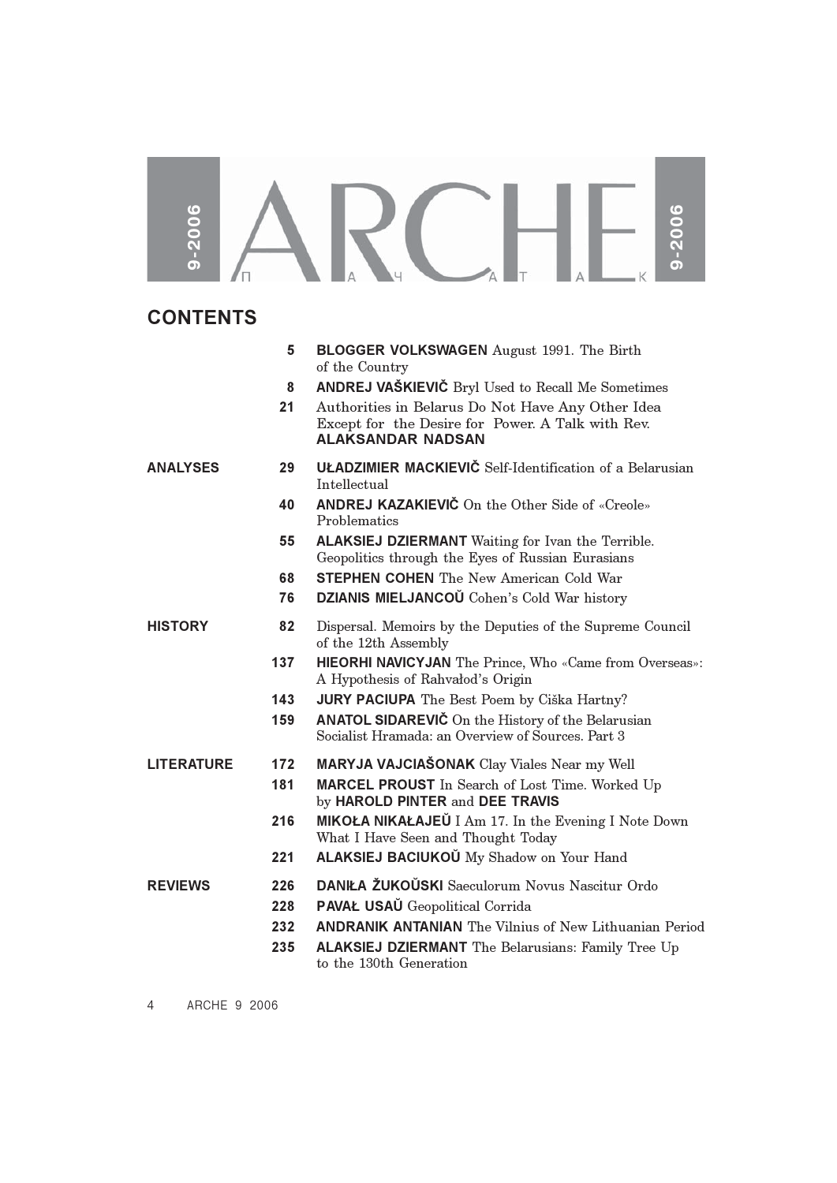# ARCHE

9-2006

П А Ч А Т А К

## CONTENTS

| | | |
|---|---|---|
| | 5 | **BLOGGER VOLKSWAGEN** August 1991. The Birth of the Country |
| | 8 | **ANDREJ VAŠKIEVIČ** Bryl Used to Recall Me Sometimes |
| | 21 | Authorities in Belarus Do Not Have Any Other Idea Except for the Desire for Power. A Talk with Rev. **ALAKSANDAR NADSAN** |
| **ANALYSES** | 29 | **UŁADZIMIER MACKIEVIČ** Self-Identification of a Belarusian Intellectual |
| | 40 | **ANDREJ KAZAKIEVIČ** On the Other Side of «Creole» Problematics |
| | 55 | **ALAKSIEJ DZIERMANT** Waiting for Ivan the Terrible. Geopolitics through the Eyes of Russian Eurasians |
| | 68 | **STEPHEN COHEN** The New American Cold War |
| | 76 | **DZIANIS MIELJANCOŬ** Cohen's Cold War history |
| **HISTORY** | 82 | Dispersal. Memoirs by the Deputies of the Supreme Council of the 12th Assembly |
| | 137 | **HIEORHI NAVICYJAN** The Prince, Who «Came from Overseas»: A Hypothesis of Rahvałod's Origin |
| | 143 | **JURY PACIUPA** The Best Poem by Ciška Hartny? |
| | 159 | **ANATOL SIDAREVIČ** On the History of the Belarusian Socialist Hramada: an Overview of Sources. Part 3 |
| **LITERATURE** | 172 | **MARYJA VAJCIAŠONAK** Clay Viales Near my Well |
| | 181 | **MARCEL PROUST** In Search of Lost Time. Worked Up by **HAROLD PINTER** and **DEE TRAVIS** |
| | 216 | **MIKOŁA NIKAŁAJEŬ** I Am 17. In the Evening I Note Down What I Have Seen and Thought Today |
| | 221 | **ALAKSIEJ BACIUKOŬ** My Shadow on Your Hand |
| **REVIEWS** | 226 | **DANIŁA ŽUKOŬSKI** Saeculorum Novus Nascitur Ordo |
| | 228 | **PAVAŁ USAŬ** Geopolitical Corrida |
| | 232 | **ANDRANIK ANTANIAN** The Vilnius of New Lithuanian Period |
| | 235 | **ALAKSIEJ DZIERMANT** The Belarusians: Family Tree Up to the 130th Generation |